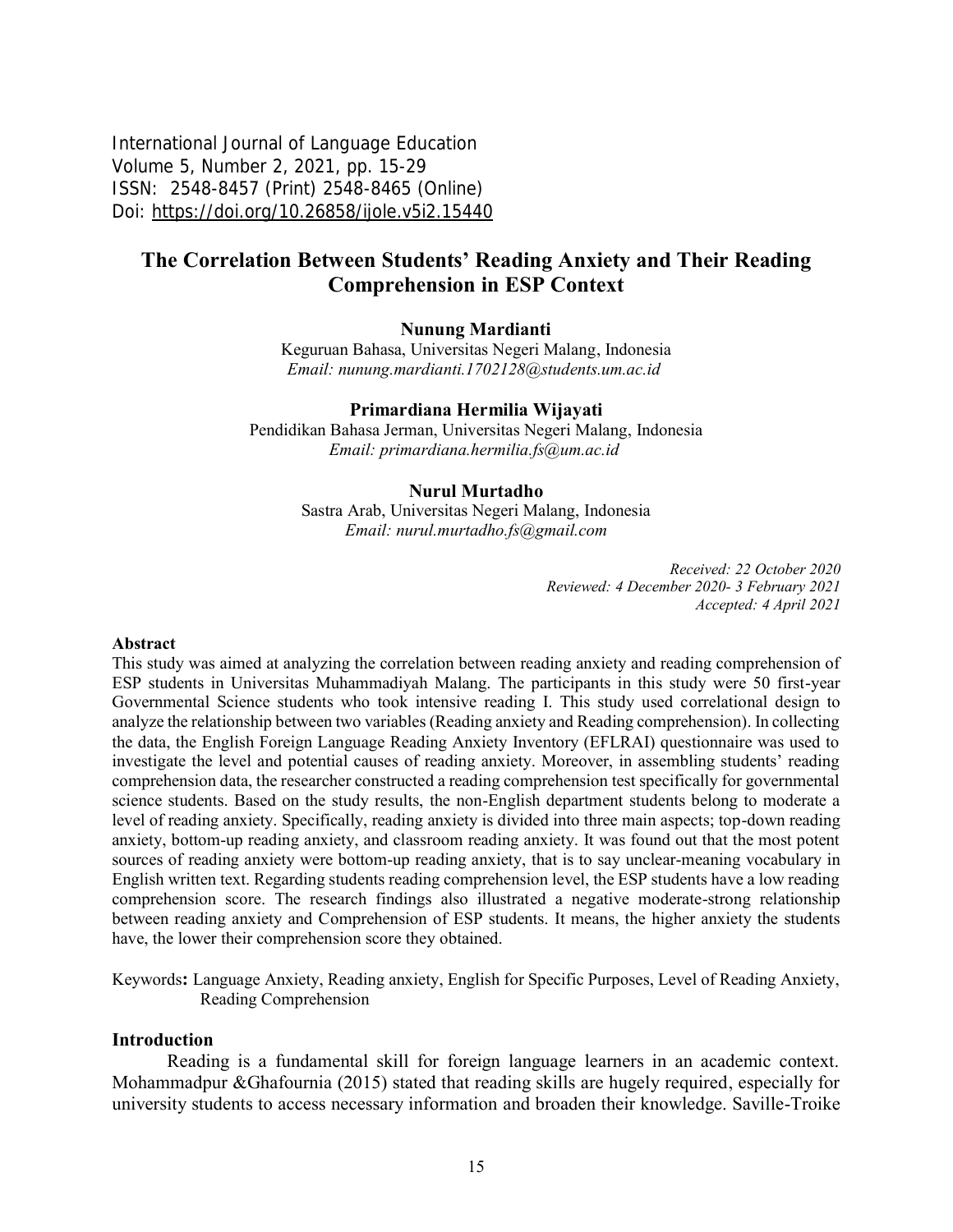International Journal of Language Education
Volume 5, Number 2, 2021, pp. 15-29
ISSN: 2548-8457 (Print) 2548-8465 (Online)
Doi: https://doi.org/10.26858/ijole.v5i2.15440

# The Correlation Between Students' Reading Anxiety and Their Reading Comprehension in ESP Context

**Nunung Mardianti**
Keguruan Bahasa, Universitas Negeri Malang, Indonesia
*Email: nunung.mardianti.1702128@students.um.ac.id*

**Primardiana Hermilia Wijayati**
Pendidikan Bahasa Jerman, Universitas Negeri Malang, Indonesia
*Email: primardiana.hermilia.fs@um.ac.id*

**Nurul Murtadho**
Sastra Arab, Universitas Negeri Malang, Indonesia
*Email: nurul.murtadho.fs@gmail.com*

*Received: 22 October 2020*
*Reviewed: 4 December 2020- 3 February 2021*
*Accepted: 4 April 2021*

### Abstract

This study was aimed at analyzing the correlation between reading anxiety and reading comprehension of ESP students in Universitas Muhammadiyah Malang. The participants in this study were 50 first-year Governmental Science students who took intensive reading I. This study used correlational design to analyze the relationship between two variables (Reading anxiety and Reading comprehension). In collecting the data, the English Foreign Language Reading Anxiety Inventory (EFLRAI) questionnaire was used to investigate the level and potential causes of reading anxiety. Moreover, in assembling students' reading comprehension data, the researcher constructed a reading comprehension test specifically for governmental science students. Based on the study results, the non-English department students belong to moderate a level of reading anxiety. Specifically, reading anxiety is divided into three main aspects; top-down reading anxiety, bottom-up reading anxiety, and classroom reading anxiety. It was found out that the most potent sources of reading anxiety were bottom-up reading anxiety, that is to say unclear-meaning vocabulary in English written text. Regarding students reading comprehension level, the ESP students have a low reading comprehension score. The research findings also illustrated a negative moderate-strong relationship between reading anxiety and Comprehension of ESP students. It means, the higher anxiety the students have, the lower their comprehension score they obtained.

Keywords**:** Language Anxiety, Reading anxiety, English for Specific Purposes, Level of Reading Anxiety, Reading Comprehension

### Introduction

Reading is a fundamental skill for foreign language learners in an academic context. Mohammadpur &Ghafournia (2015) stated that reading skills are hugely required, especially for university students to access necessary information and broaden their knowledge. Saville-Troike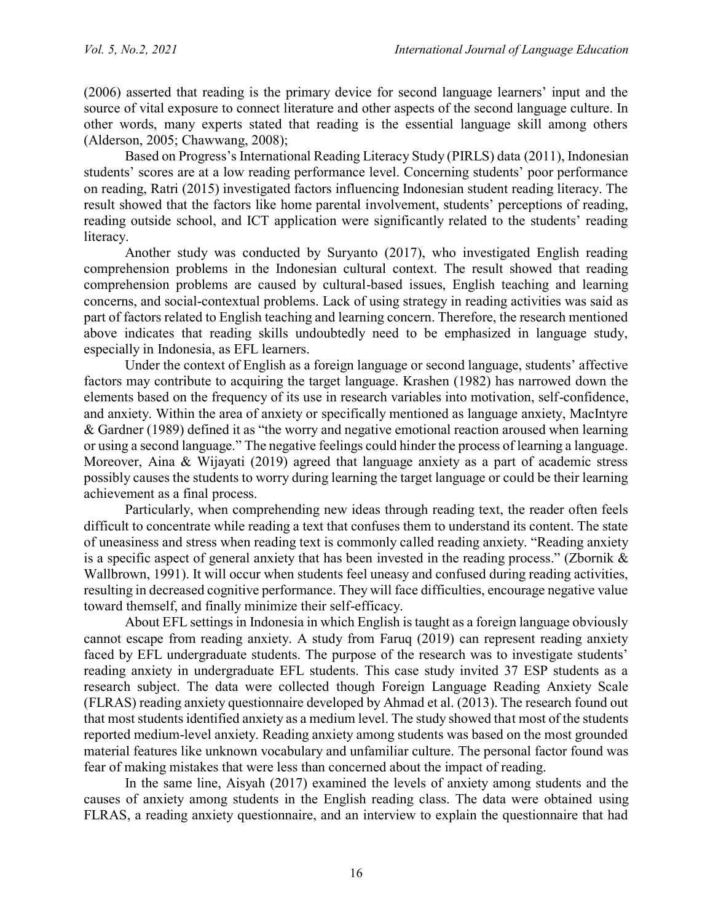(2006) asserted that reading is the primary device for second language learners' input and the source of vital exposure to connect literature and other aspects of the second language culture. In other words, many experts stated that reading is the essential language skill among others (Alderson, 2005; Chawwang, 2008);

Based on Progress's International Reading Literacy Study (PIRLS) data (2011), Indonesian students' scores are at a low reading performance level. Concerning students' poor performance on reading, Ratri (2015) investigated factors influencing Indonesian student reading literacy. The result showed that the factors like home parental involvement, students' perceptions of reading, reading outside school, and ICT application were significantly related to the students' reading literacy.

Another study was conducted by Suryanto (2017), who investigated English reading comprehension problems in the Indonesian cultural context. The result showed that reading comprehension problems are caused by cultural-based issues, English teaching and learning concerns, and social-contextual problems. Lack of using strategy in reading activities was said as part of factors related to English teaching and learning concern. Therefore, the research mentioned above indicates that reading skills undoubtedly need to be emphasized in language study, especially in Indonesia, as EFL learners.

Under the context of English as a foreign language or second language, students' affective factors may contribute to acquiring the target language. Krashen (1982) has narrowed down the elements based on the frequency of its use in research variables into motivation, self-confidence, and anxiety. Within the area of anxiety or specifically mentioned as language anxiety, MacIntyre & Gardner (1989) defined it as "the worry and negative emotional reaction aroused when learning or using a second language." The negative feelings could hinder the process of learning a language. Moreover, Aina & Wijayati (2019) agreed that language anxiety as a part of academic stress possibly causes the students to worry during learning the target language or could be their learning achievement as a final process.

Particularly, when comprehending new ideas through reading text, the reader often feels difficult to concentrate while reading a text that confuses them to understand its content. The state of uneasiness and stress when reading text is commonly called reading anxiety. "Reading anxiety is a specific aspect of general anxiety that has been invested in the reading process." (Zbornik & Wallbrown, 1991). It will occur when students feel uneasy and confused during reading activities, resulting in decreased cognitive performance. They will face difficulties, encourage negative value toward themself, and finally minimize their self-efficacy.

About EFL settings in Indonesia in which English is taught as a foreign language obviously cannot escape from reading anxiety. A study from Faruq (2019) can represent reading anxiety faced by EFL undergraduate students. The purpose of the research was to investigate students' reading anxiety in undergraduate EFL students. This case study invited 37 ESP students as a research subject. The data were collected though Foreign Language Reading Anxiety Scale (FLRAS) reading anxiety questionnaire developed by Ahmad et al. (2013). The research found out that most students identified anxiety as a medium level. The study showed that most of the students reported medium-level anxiety. Reading anxiety among students was based on the most grounded material features like unknown vocabulary and unfamiliar culture. The personal factor found was fear of making mistakes that were less than concerned about the impact of reading.

In the same line, Aisyah (2017) examined the levels of anxiety among students and the causes of anxiety among students in the English reading class. The data were obtained using FLRAS, a reading anxiety questionnaire, and an interview to explain the questionnaire that had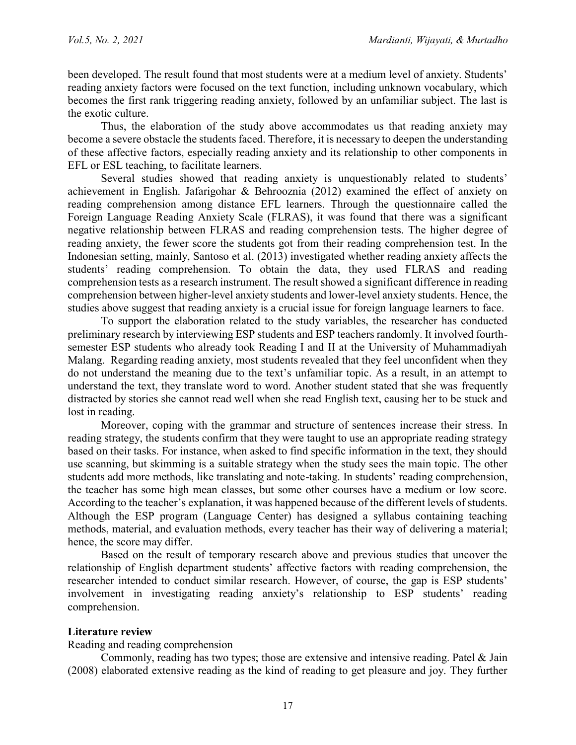been developed. The result found that most students were at a medium level of anxiety. Students' reading anxiety factors were focused on the text function, including unknown vocabulary, which becomes the first rank triggering reading anxiety, followed by an unfamiliar subject. The last is the exotic culture.

Thus, the elaboration of the study above accommodates us that reading anxiety may become a severe obstacle the students faced. Therefore, it is necessary to deepen the understanding of these affective factors, especially reading anxiety and its relationship to other components in EFL or ESL teaching, to facilitate learners.

Several studies showed that reading anxiety is unquestionably related to students' achievement in English. Jafarigohar & Behrooznia (2012) examined the effect of anxiety on reading comprehension among distance EFL learners. Through the questionnaire called the Foreign Language Reading Anxiety Scale (FLRAS), it was found that there was a significant negative relationship between FLRAS and reading comprehension tests. The higher degree of reading anxiety, the fewer score the students got from their reading comprehension test. In the Indonesian setting, mainly, Santoso et al. (2013) investigated whether reading anxiety affects the students' reading comprehension. To obtain the data, they used FLRAS and reading comprehension tests as a research instrument. The result showed a significant difference in reading comprehension between higher-level anxiety students and lower-level anxiety students. Hence, the studies above suggest that reading anxiety is a crucial issue for foreign language learners to face.

To support the elaboration related to the study variables, the researcher has conducted preliminary research by interviewing ESP students and ESP teachers randomly. It involved fourth-semester ESP students who already took Reading I and II at the University of Muhammadiyah Malang. Regarding reading anxiety, most students revealed that they feel unconfident when they do not understand the meaning due to the text's unfamiliar topic. As a result, in an attempt to understand the text, they translate word to word. Another student stated that she was frequently distracted by stories she cannot read well when she read English text, causing her to be stuck and lost in reading.

Moreover, coping with the grammar and structure of sentences increase their stress. In reading strategy, the students confirm that they were taught to use an appropriate reading strategy based on their tasks. For instance, when asked to find specific information in the text, they should use scanning, but skimming is a suitable strategy when the study sees the main topic. The other students add more methods, like translating and note-taking. In students' reading comprehension, the teacher has some high mean classes, but some other courses have a medium or low score. According to the teacher's explanation, it was happened because of the different levels of students. Although the ESP program (Language Center) has designed a syllabus containing teaching methods, material, and evaluation methods, every teacher has their way of delivering a material; hence, the score may differ.

Based on the result of temporary research above and previous studies that uncover the relationship of English department students' affective factors with reading comprehension, the researcher intended to conduct similar research. However, of course, the gap is ESP students' involvement in investigating reading anxiety's relationship to ESP students' reading comprehension.

## Literature review

### Reading and reading comprehension

Commonly, reading has two types; those are extensive and intensive reading. Patel & Jain (2008) elaborated extensive reading as the kind of reading to get pleasure and joy. They further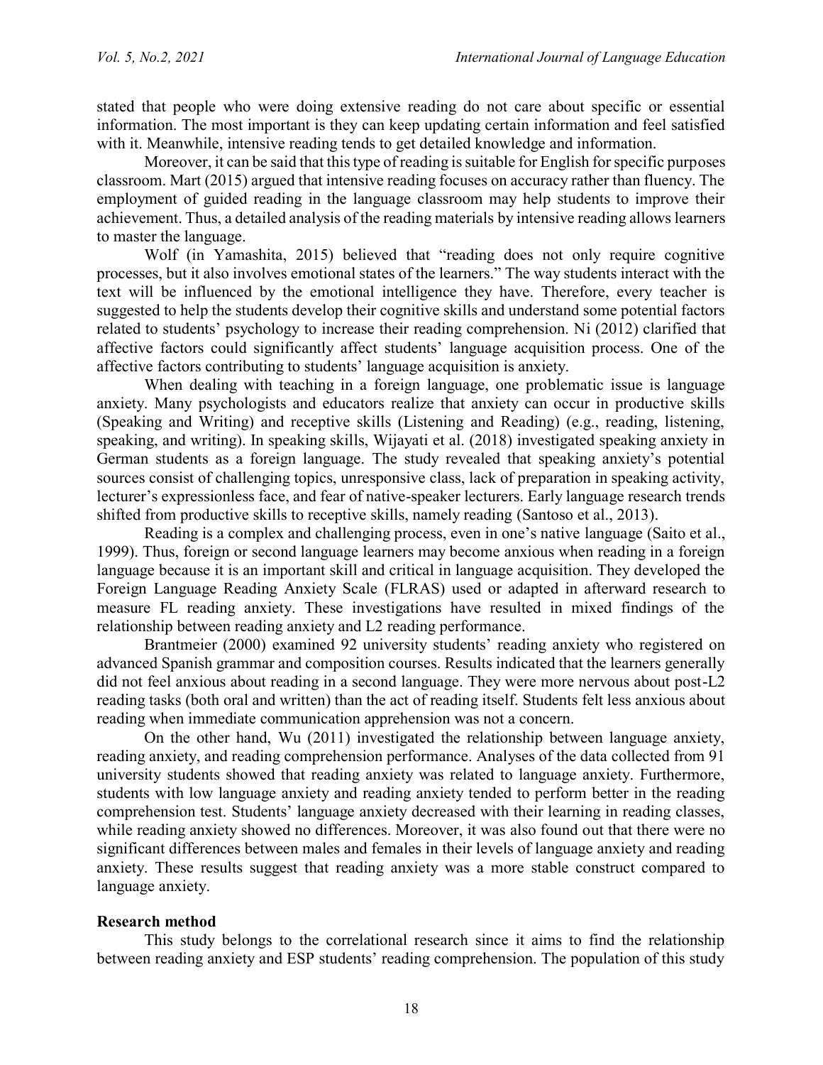stated that people who were doing extensive reading do not care about specific or essential information. The most important is they can keep updating certain information and feel satisfied with it. Meanwhile, intensive reading tends to get detailed knowledge and information.

Moreover, it can be said that this type of reading is suitable for English for specific purposes classroom. Mart (2015) argued that intensive reading focuses on accuracy rather than fluency. The employment of guided reading in the language classroom may help students to improve their achievement. Thus, a detailed analysis of the reading materials by intensive reading allows learners to master the language.

Wolf (in Yamashita, 2015) believed that "reading does not only require cognitive processes, but it also involves emotional states of the learners." The way students interact with the text will be influenced by the emotional intelligence they have. Therefore, every teacher is suggested to help the students develop their cognitive skills and understand some potential factors related to students' psychology to increase their reading comprehension. Ni (2012) clarified that affective factors could significantly affect students' language acquisition process. One of the affective factors contributing to students' language acquisition is anxiety.

When dealing with teaching in a foreign language, one problematic issue is language anxiety. Many psychologists and educators realize that anxiety can occur in productive skills (Speaking and Writing) and receptive skills (Listening and Reading) (e.g., reading, listening, speaking, and writing). In speaking skills, Wijayati et al. (2018) investigated speaking anxiety in German students as a foreign language. The study revealed that speaking anxiety's potential sources consist of challenging topics, unresponsive class, lack of preparation in speaking activity, lecturer's expressionless face, and fear of native-speaker lecturers. Early language research trends shifted from productive skills to receptive skills, namely reading (Santoso et al., 2013).

Reading is a complex and challenging process, even in one's native language (Saito et al., 1999). Thus, foreign or second language learners may become anxious when reading in a foreign language because it is an important skill and critical in language acquisition. They developed the Foreign Language Reading Anxiety Scale (FLRAS) used or adapted in afterward research to measure FL reading anxiety. These investigations have resulted in mixed findings of the relationship between reading anxiety and L2 reading performance.

Brantmeier (2000) examined 92 university students' reading anxiety who registered on advanced Spanish grammar and composition courses. Results indicated that the learners generally did not feel anxious about reading in a second language. They were more nervous about post-L2 reading tasks (both oral and written) than the act of reading itself. Students felt less anxious about reading when immediate communication apprehension was not a concern.

On the other hand, Wu (2011) investigated the relationship between language anxiety, reading anxiety, and reading comprehension performance. Analyses of the data collected from 91 university students showed that reading anxiety was related to language anxiety. Furthermore, students with low language anxiety and reading anxiety tended to perform better in the reading comprehension test. Students' language anxiety decreased with their learning in reading classes, while reading anxiety showed no differences. Moreover, it was also found out that there were no significant differences between males and females in their levels of language anxiety and reading anxiety. These results suggest that reading anxiety was a more stable construct compared to language anxiety.

## Research method

This study belongs to the correlational research since it aims to find the relationship between reading anxiety and ESP students' reading comprehension. The population of this study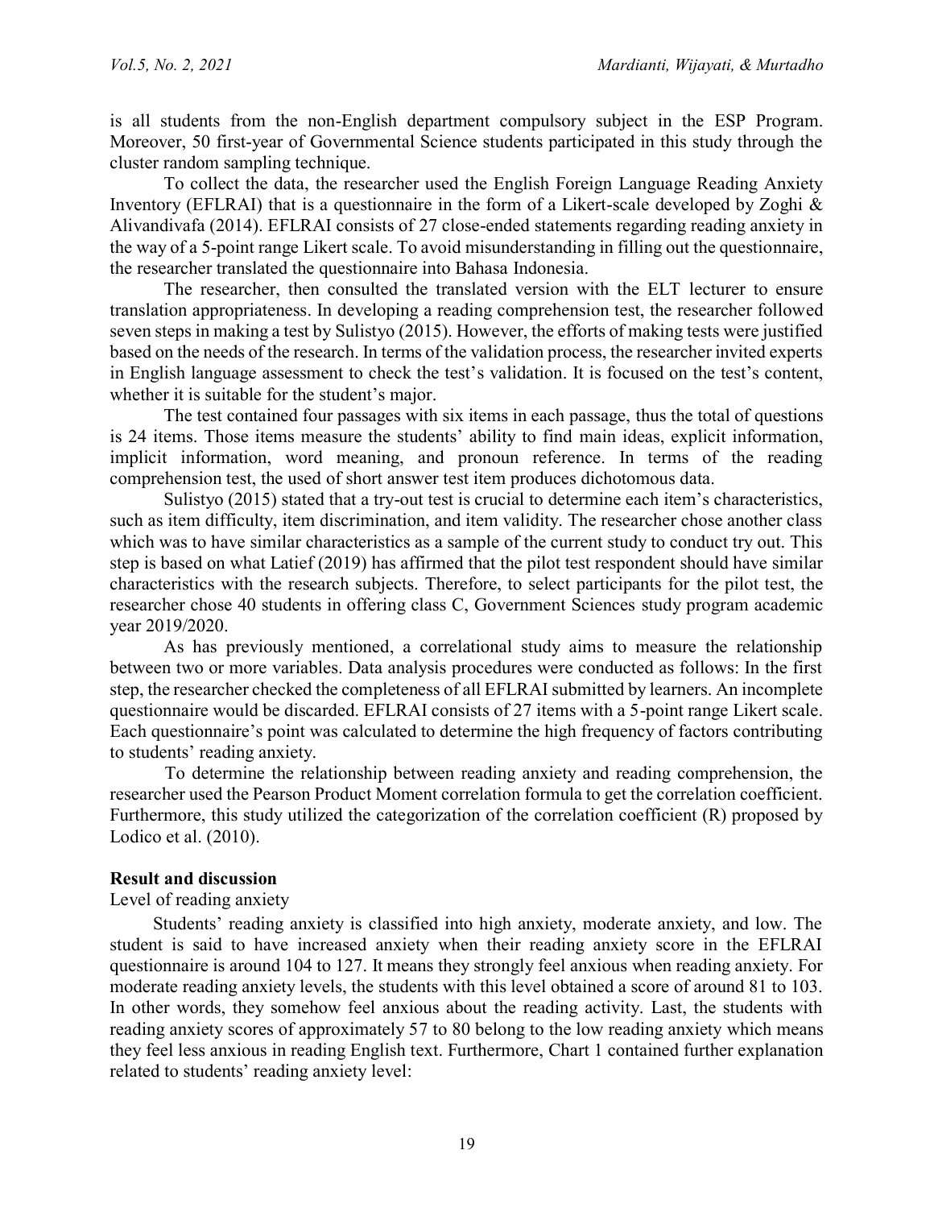is all students from the non-English department compulsory subject in the ESP Program. Moreover, 50 first-year of Governmental Science students participated in this study through the cluster random sampling technique.

To collect the data, the researcher used the English Foreign Language Reading Anxiety Inventory (EFLRAI) that is a questionnaire in the form of a Likert-scale developed by Zoghi & Alivandivafa (2014). EFLRAI consists of 27 close-ended statements regarding reading anxiety in the way of a 5-point range Likert scale. To avoid misunderstanding in filling out the questionnaire, the researcher translated the questionnaire into Bahasa Indonesia.

The researcher, then consulted the translated version with the ELT lecturer to ensure translation appropriateness. In developing a reading comprehension test, the researcher followed seven steps in making a test by Sulistyo (2015). However, the efforts of making tests were justified based on the needs of the research. In terms of the validation process, the researcher invited experts in English language assessment to check the test's validation. It is focused on the test's content, whether it is suitable for the student's major.

The test contained four passages with six items in each passage, thus the total of questions is 24 items. Those items measure the students' ability to find main ideas, explicit information, implicit information, word meaning, and pronoun reference. In terms of the reading comprehension test, the used of short answer test item produces dichotomous data.

Sulistyo (2015) stated that a try-out test is crucial to determine each item's characteristics, such as item difficulty, item discrimination, and item validity. The researcher chose another class which was to have similar characteristics as a sample of the current study to conduct try out. This step is based on what Latief (2019) has affirmed that the pilot test respondent should have similar characteristics with the research subjects. Therefore, to select participants for the pilot test, the researcher chose 40 students in offering class C, Government Sciences study program academic year 2019/2020.

As has previously mentioned, a correlational study aims to measure the relationship between two or more variables. Data analysis procedures were conducted as follows: In the first step, the researcher checked the completeness of all EFLRAI submitted by learners. An incomplete questionnaire would be discarded. EFLRAI consists of 27 items with a 5-point range Likert scale. Each questionnaire's point was calculated to determine the high frequency of factors contributing to students' reading anxiety.

To determine the relationship between reading anxiety and reading comprehension, the researcher used the Pearson Product Moment correlation formula to get the correlation coefficient. Furthermore, this study utilized the categorization of the correlation coefficient (R) proposed by Lodico et al. (2010).

## Result and discussion

### Level of reading anxiety

Students' reading anxiety is classified into high anxiety, moderate anxiety, and low. The student is said to have increased anxiety when their reading anxiety score in the EFLRAI questionnaire is around 104 to 127. It means they strongly feel anxious when reading anxiety. For moderate reading anxiety levels, the students with this level obtained a score of around 81 to 103. In other words, they somehow feel anxious about the reading activity. Last, the students with reading anxiety scores of approximately 57 to 80 belong to the low reading anxiety which means they feel less anxious in reading English text. Furthermore, Chart 1 contained further explanation related to students' reading anxiety level: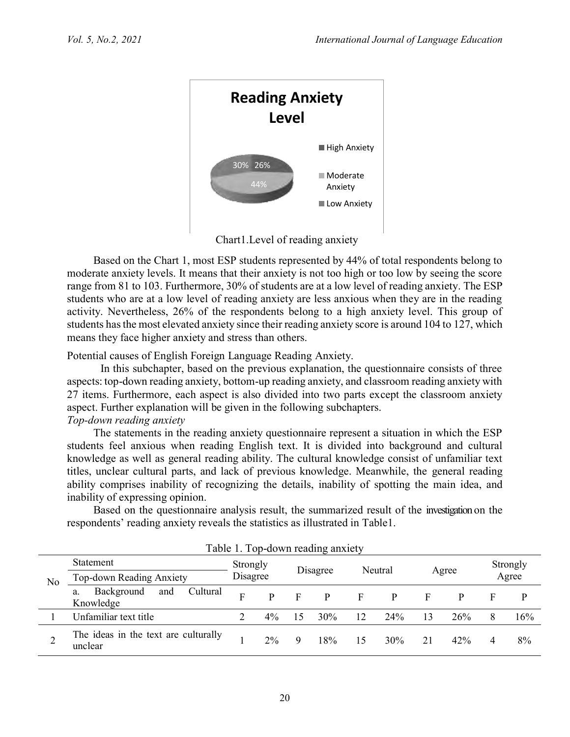Chart1.Level of reading anxiety

Based on the Chart 1, most ESP students represented by 44% of total respondents belong to moderate anxiety levels. It means that their anxiety is not too high or too low by seeing the score range from 81 to 103. Furthermore, 30% of students are at a low level of reading anxiety. The ESP students who are at a low level of reading anxiety are less anxious when they are in the reading activity. Nevertheless, 26% of the respondents belong to a high anxiety level. This group of students has the most elevated anxiety since their reading anxiety score is around 104 to 127, which means they face higher anxiety and stress than others.

Potential causes of English Foreign Language Reading Anxiety.

In this subchapter, based on the previous explanation, the questionnaire consists of three aspects: top-down reading anxiety, bottom-up reading anxiety, and classroom reading anxiety with 27 items. Furthermore, each aspect is also divided into two parts except the classroom anxiety aspect. Further explanation will be given in the following subchapters.

*Top-down reading anxiety*

The statements in the reading anxiety questionnaire represent a situation in which the ESP students feel anxious when reading English text. It is divided into background and cultural knowledge as well as general reading ability. The cultural knowledge consist of unfamiliar text titles, unclear cultural parts, and lack of previous knowledge. Meanwhile, the general reading ability comprises inability of recognizing the details, inability of spotting the main idea, and inability of expressing opinion.

Based on the questionnaire analysis result, the summarized result of the investigation on the respondents' reading anxiety reveals the statistics as illustrated in Table1.

Table 1. Top-down reading anxiety

| No | Statement | Strongly Disagree | | Disagree | | Neutral | | Agree | | Strongly Agree | |
|---|---|---|---|---|---|---|---|---|---|---|---|
| | Top-down Reading Anxiety | | | | | | | | | | |
| | a. Background and Cultural Knowledge | F | P | F | P | F | P | F | P | F | P |
| 1 | Unfamiliar text title | 2 | 4% | 15 | 30% | 12 | 24% | 13 | 26% | 8 | 16% |
| 2 | The ideas in the text are culturally unclear | 1 | 2% | 9 | 18% | 15 | 30% | 21 | 42% | 4 | 8% |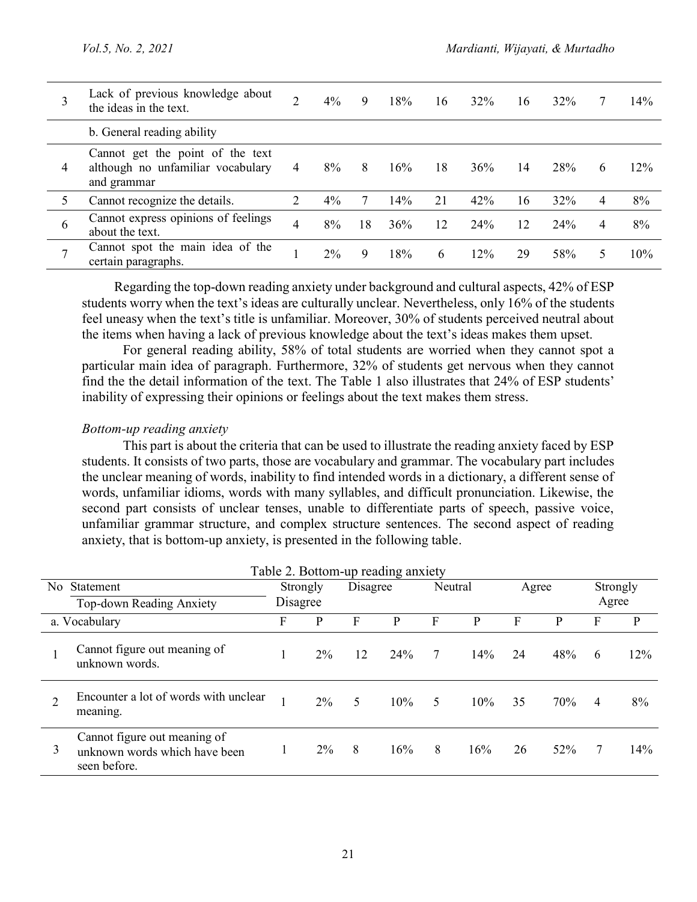| 3 | Lack of previous knowledge about the ideas in the text. | 2 | 4% | 9 | 18% | 16 | 32% | 16 | 32% | 7 | 14% |
|---|---|---|---|---|---|---|---|---|---|---|---|
| | b. General reading ability | | | | | | | | | | |
| 4 | Cannot get the point of the text although no unfamiliar vocabulary and grammar | 4 | 8% | 8 | 16% | 18 | 36% | 14 | 28% | 6 | 12% |
| 5 | Cannot recognize the details. | 2 | 4% | 7 | 14% | 21 | 42% | 16 | 32% | 4 | 8% |
| 6 | Cannot express opinions of feelings about the text. | 4 | 8% | 18 | 36% | 12 | 24% | 12 | 24% | 4 | 8% |
| 7 | Cannot spot the main idea of the certain paragraphs. | 1 | 2% | 9 | 18% | 6 | 12% | 29 | 58% | 5 | 10% |

Regarding the top-down reading anxiety under background and cultural aspects, 42% of ESP students worry when the text's ideas are culturally unclear. Nevertheless, only 16% of the students feel uneasy when the text's title is unfamiliar. Moreover, 30% of students perceived neutral about the items when having a lack of previous knowledge about the text's ideas makes them upset.

For general reading ability, 58% of total students are worried when they cannot spot a particular main idea of paragraph. Furthermore, 32% of students get nervous when they cannot find the the detail information of the text. The Table 1 also illustrates that 24% of ESP students' inability of expressing their opinions or feelings about the text makes them stress.

*Bottom-up reading anxiety*

This part is about the criteria that can be used to illustrate the reading anxiety faced by ESP students. It consists of two parts, those are vocabulary and grammar. The vocabulary part includes the unclear meaning of words, inability to find intended words in a dictionary, a different sense of words, unfamiliar idioms, words with many syllables, and difficult pronunciation. Likewise, the second part consists of unclear tenses, unable to differentiate parts of speech, passive voice, unfamiliar grammar structure, and complex structure sentences. The second aspect of reading anxiety, that is bottom-up anxiety, is presented in the following table.

Table 2. Bottom-up reading anxiety

| No | Statement | Strongly Disagree | | Disagree | | Neutral | | Agree | | Strongly Agree | |
|---|---|---|---|---|---|---|---|---|---|---|---|
| | Top-down Reading Anxiety | | | | | | | | | | |
| | a. Vocabulary | F | P | F | P | F | P | F | P | F | P |
| 1 | Cannot figure out meaning of unknown words. | 1 | 2% | 12 | 24% | 7 | 14% | 24 | 48% | 6 | 12% |
| 2 | Encounter a lot of words with unclear meaning. | 1 | 2% | 5 | 10% | 5 | 10% | 35 | 70% | 4 | 8% |
| 3 | Cannot figure out meaning of unknown words which have been seen before. | 1 | 2% | 8 | 16% | 8 | 16% | 26 | 52% | 7 | 14% |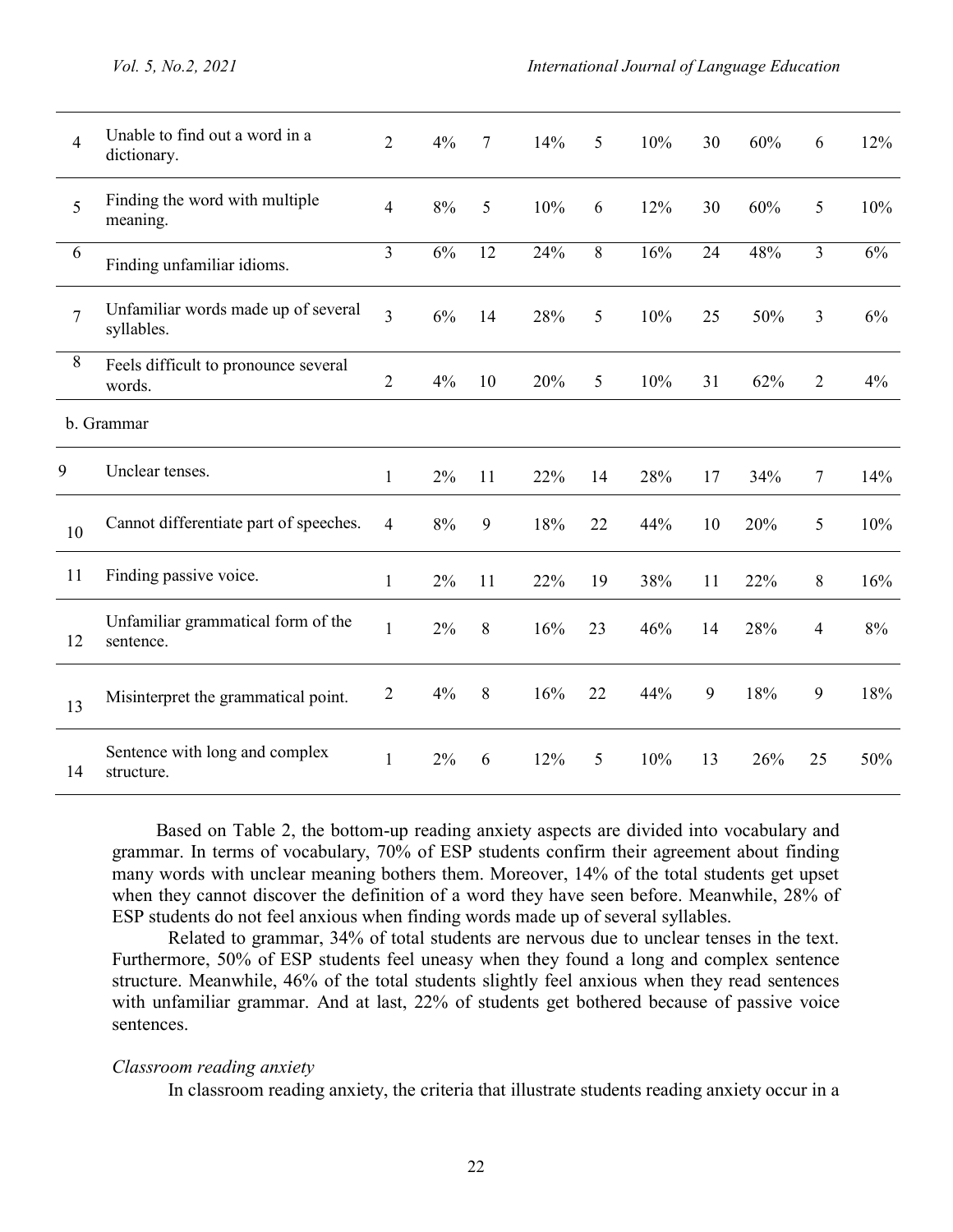| | | | | | | | | | | | |
|---|---|---|---|---|---|---|---|---|---|---|---|
| 4 | Unable to find out a word in a dictionary. | 2 | 4% | 7 | 14% | 5 | 10% | 30 | 60% | 6 | 12% |
| 5 | Finding the word with multiple meaning. | 4 | 8% | 5 | 10% | 6 | 12% | 30 | 60% | 5 | 10% |
| 6 | Finding unfamiliar idioms. | 3 | 6% | 12 | 24% | 8 | 16% | 24 | 48% | 3 | 6% |
| 7 | Unfamiliar words made up of several syllables. | 3 | 6% | 14 | 28% | 5 | 10% | 25 | 50% | 3 | 6% |
| 8 | Feels difficult to pronounce several words. | 2 | 4% | 10 | 20% | 5 | 10% | 31 | 62% | 2 | 4% |
| b. Grammar | | | | | | | | | | | |
| 9 | Unclear tenses. | 1 | 2% | 11 | 22% | 14 | 28% | 17 | 34% | 7 | 14% |
| 10 | Cannot differentiate part of speeches. | 4 | 8% | 9 | 18% | 22 | 44% | 10 | 20% | 5 | 10% |
| 11 | Finding passive voice. | 1 | 2% | 11 | 22% | 19 | 38% | 11 | 22% | 8 | 16% |
| 12 | Unfamiliar grammatical form of the sentence. | 1 | 2% | 8 | 16% | 23 | 46% | 14 | 28% | 4 | 8% |
| 13 | Misinterpret the grammatical point. | 2 | 4% | 8 | 16% | 22 | 44% | 9 | 18% | 9 | 18% |
| 14 | Sentence with long and complex structure. | 1 | 2% | 6 | 12% | 5 | 10% | 13 | 26% | 25 | 50% |

Based on Table 2, the bottom-up reading anxiety aspects are divided into vocabulary and grammar. In terms of vocabulary, 70% of ESP students confirm their agreement about finding many words with unclear meaning bothers them. Moreover, 14% of the total students get upset when they cannot discover the definition of a word they have seen before. Meanwhile, 28% of ESP students do not feel anxious when finding words made up of several syllables.

Related to grammar, 34% of total students are nervous due to unclear tenses in the text. Furthermore, 50% of ESP students feel uneasy when they found a long and complex sentence structure. Meanwhile, 46% of the total students slightly feel anxious when they read sentences with unfamiliar grammar. And at last, 22% of students get bothered because of passive voice sentences.

*Classroom reading anxiety*

In classroom reading anxiety, the criteria that illustrate students reading anxiety occur in a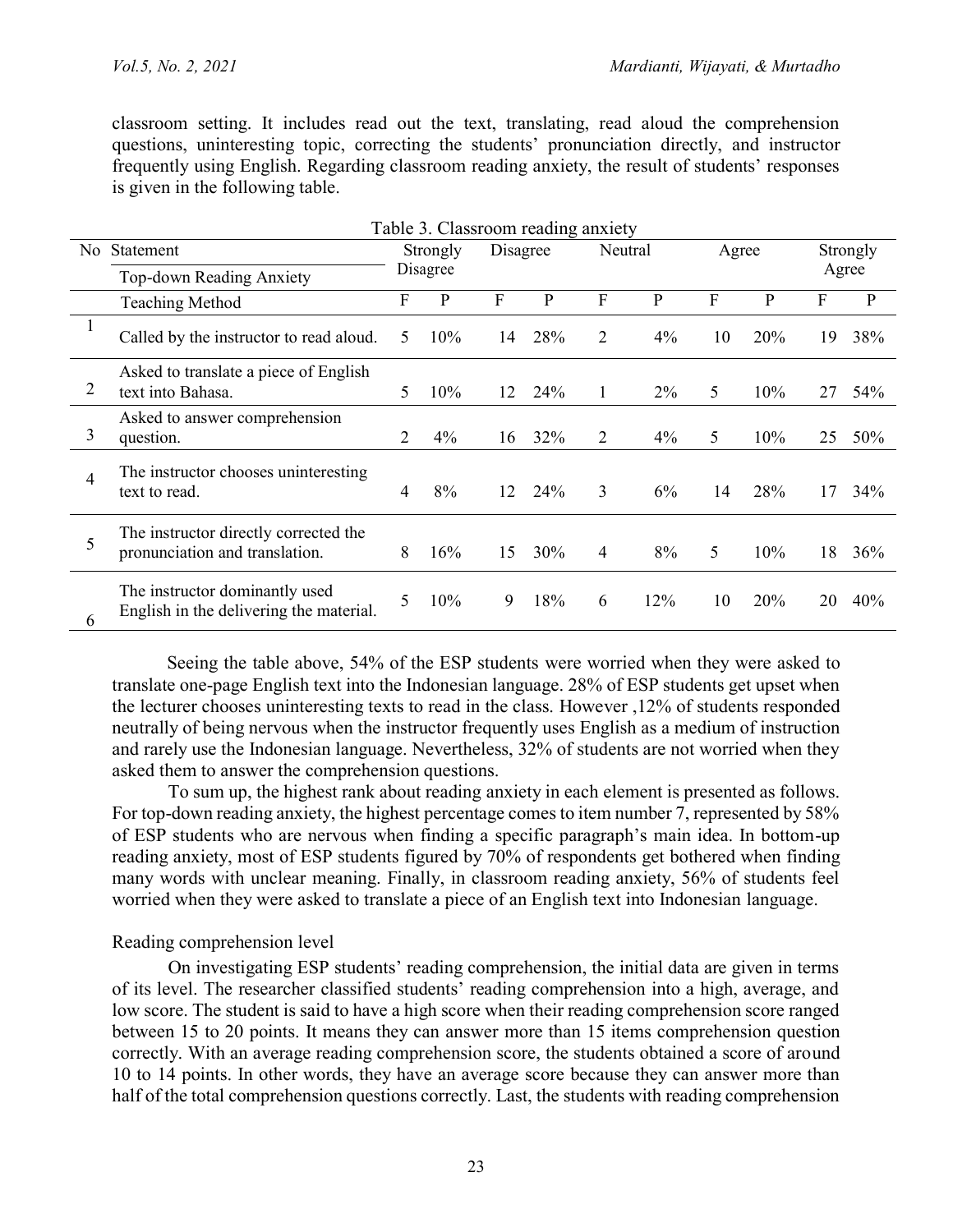classroom setting. It includes read out the text, translating, read aloud the comprehension questions, uninteresting topic, correcting the students' pronunciation directly, and instructor frequently using English. Regarding classroom reading anxiety, the result of students' responses is given in the following table.

Table 3. Classroom reading anxiety

| No | Statement | Strongly Disagree | | Disagree | | Neutral | | Agree | | Strongly Agree | |
|---|---|---|---|---|---|---|---|---|---|---|---|
| | Top-down Reading Anxiety | | | | | | | | | | |
| | Teaching Method | F | P | F | P | F | P | F | P | F | P |
| 1 | Called by the instructor to read aloud. | 5 | 10% | 14 | 28% | 2 | 4% | 10 | 20% | 19 | 38% |
| 2 | Asked to translate a piece of English text into Bahasa. | 5 | 10% | 12 | 24% | 1 | 2% | 5 | 10% | 27 | 54% |
| 3 | Asked to answer comprehension question. | 2 | 4% | 16 | 32% | 2 | 4% | 5 | 10% | 25 | 50% |
| 4 | The instructor chooses uninteresting text to read. | 4 | 8% | 12 | 24% | 3 | 6% | 14 | 28% | 17 | 34% |
| 5 | The instructor directly corrected the pronunciation and translation. | 8 | 16% | 15 | 30% | 4 | 8% | 5 | 10% | 18 | 36% |
| 6 | The instructor dominantly used English in the delivering the material. | 5 | 10% | 9 | 18% | 6 | 12% | 10 | 20% | 20 | 40% |

Seeing the table above, 54% of the ESP students were worried when they were asked to translate one-page English text into the Indonesian language. 28% of ESP students get upset when the lecturer chooses uninteresting texts to read in the class. However ,12% of students responded neutrally of being nervous when the instructor frequently uses English as a medium of instruction and rarely use the Indonesian language. Nevertheless, 32% of students are not worried when they asked them to answer the comprehension questions.

To sum up, the highest rank about reading anxiety in each element is presented as follows. For top-down reading anxiety, the highest percentage comes to item number 7, represented by 58% of ESP students who are nervous when finding a specific paragraph's main idea. In bottom-up reading anxiety, most of ESP students figured by 70% of respondents get bothered when finding many words with unclear meaning. Finally, in classroom reading anxiety, 56% of students feel worried when they were asked to translate a piece of an English text into Indonesian language.

### Reading comprehension level

On investigating ESP students' reading comprehension, the initial data are given in terms of its level. The researcher classified students' reading comprehension into a high, average, and low score. The student is said to have a high score when their reading comprehension score ranged between 15 to 20 points. It means they can answer more than 15 items comprehension question correctly. With an average reading comprehension score, the students obtained a score of around 10 to 14 points. In other words, they have an average score because they can answer more than half of the total comprehension questions correctly. Last, the students with reading comprehension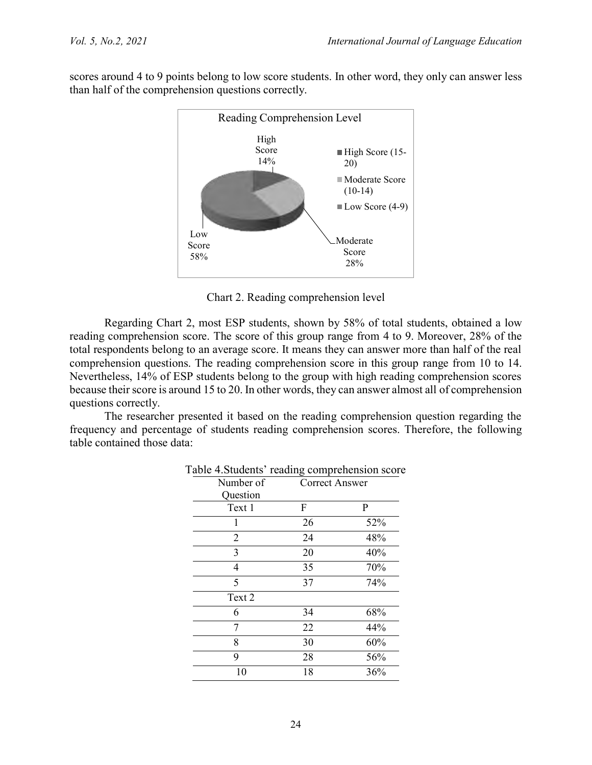scores around 4 to 9 points belong to low score students. In other word, they only can answer less than half of the comprehension questions correctly.

Reading Comprehension Level

High Score 14%

Moderate Score 28%

Low Score 58%

High Score (15-20)

Moderate Score (10-14)

Low Score (4-9)

Chart 2. Reading comprehension level

Regarding Chart 2, most ESP students, shown by 58% of total students, obtained a low reading comprehension score. The score of this group range from 4 to 9. Moreover, 28% of the total respondents belong to an average score. It means they can answer more than half of the real comprehension questions. The reading comprehension score in this group range from 10 to 14. Nevertheless, 14% of ESP students belong to the group with high reading comprehension scores because their score is around 15 to 20. In other words, they can answer almost all of comprehension questions correctly.

The researcher presented it based on the reading comprehension question regarding the frequency and percentage of students reading comprehension scores. Therefore, the following table contained those data:

Table 4.Students' reading comprehension score

| Number of Question | Correct Answer | |
|---|---|---|
| Text 1 | F | P |
| 1 | 26 | 52% |
| 2 | 24 | 48% |
| 3 | 20 | 40% |
| 4 | 35 | 70% |
| 5 | 37 | 74% |
| Text 2 | | |
| 6 | 34 | 68% |
| 7 | 22 | 44% |
| 8 | 30 | 60% |
| 9 | 28 | 56% |
| 10 | 18 | 36% |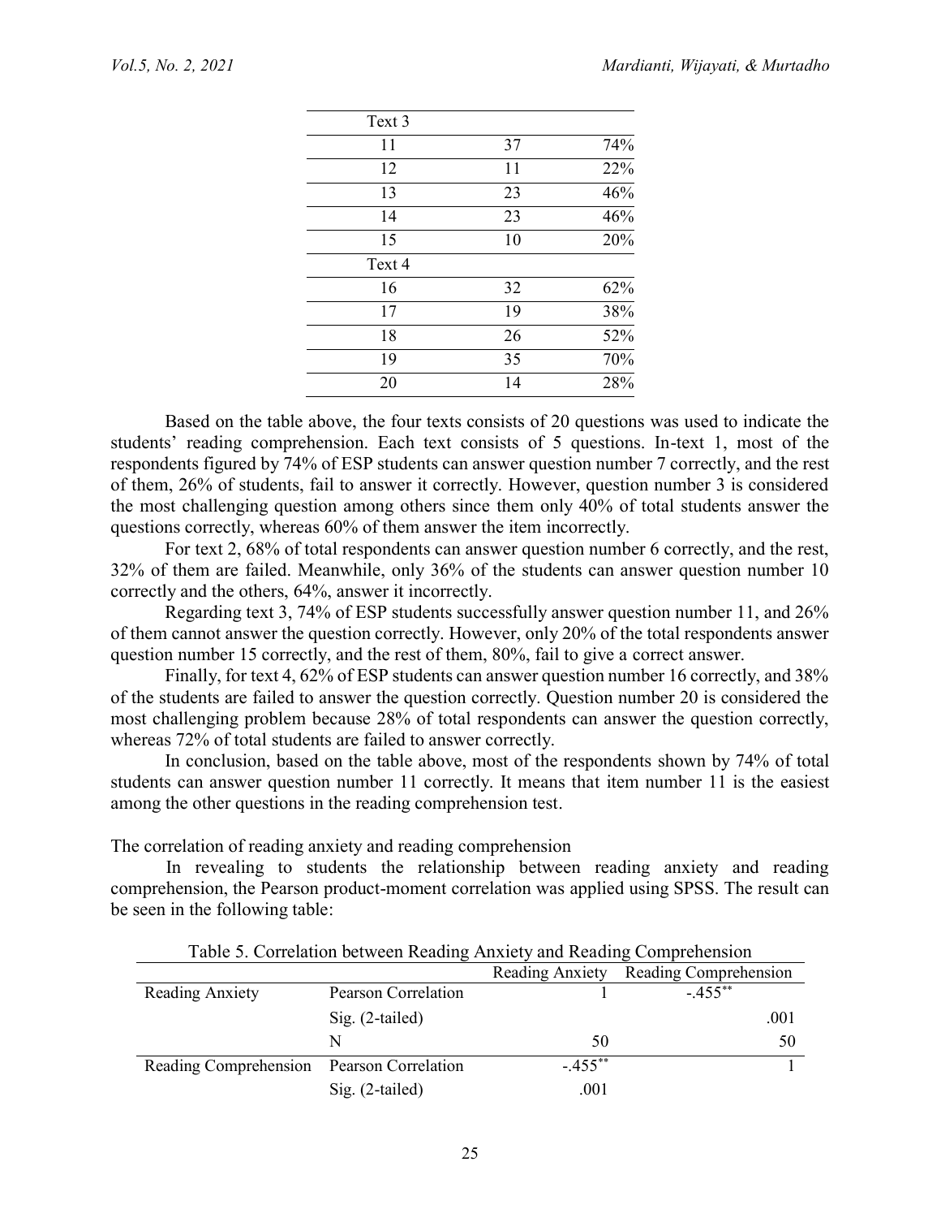| | | |
|---|---|---|
| Text 3 | | |
| 11 | 37 | 74% |
| 12 | 11 | 22% |
| 13 | 23 | 46% |
| 14 | 23 | 46% |
| 15 | 10 | 20% |
| Text 4 | | |
| 16 | 32 | 62% |
| 17 | 19 | 38% |
| 18 | 26 | 52% |
| 19 | 35 | 70% |
| 20 | 14 | 28% |

Based on the table above, the four texts consists of 20 questions was used to indicate the students' reading comprehension. Each text consists of 5 questions. In-text 1, most of the respondents figured by 74% of ESP students can answer question number 7 correctly, and the rest of them, 26% of students, fail to answer it correctly. However, question number 3 is considered the most challenging question among others since them only 40% of total students answer the questions correctly, whereas 60% of them answer the item incorrectly.

For text 2, 68% of total respondents can answer question number 6 correctly, and the rest, 32% of them are failed. Meanwhile, only 36% of the students can answer question number 10 correctly and the others, 64%, answer it incorrectly.

Regarding text 3, 74% of ESP students successfully answer question number 11, and 26% of them cannot answer the question correctly. However, only 20% of the total respondents answer question number 15 correctly, and the rest of them, 80%, fail to give a correct answer.

Finally, for text 4, 62% of ESP students can answer question number 16 correctly, and 38% of the students are failed to answer the question correctly. Question number 20 is considered the most challenging problem because 28% of total respondents can answer the question correctly, whereas 72% of total students are failed to answer correctly.

In conclusion, based on the table above, most of the respondents shown by 74% of total students can answer question number 11 correctly. It means that item number 11 is the easiest among the other questions in the reading comprehension test.

The correlation of reading anxiety and reading comprehension

In revealing to students the relationship between reading anxiety and reading comprehension, the Pearson product-moment correlation was applied using SPSS. The result can be seen in the following table:

Table 5. Correlation between Reading Anxiety and Reading Comprehension

| | | Reading Anxiety | Reading Comprehension |
|---|---|---|---|
| Reading Anxiety | Pearson Correlation | 1 | -.455** |
| | Sig. (2-tailed) | | .001 |
| | N | 50 | 50 |
| Reading Comprehension | Pearson Correlation | -.455** | 1 |
| | Sig. (2-tailed) | .001 | |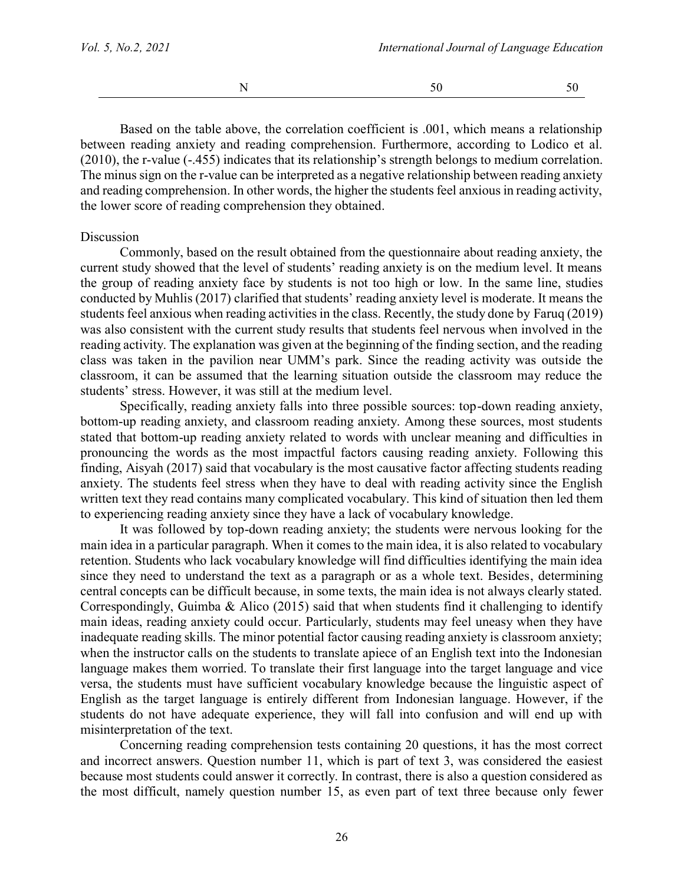| N | 50 | 50 |
|---|---|---|

Based on the table above, the correlation coefficient is .001, which means a relationship between reading anxiety and reading comprehension. Furthermore, according to Lodico et al. (2010), the r-value (-.455) indicates that its relationship's strength belongs to medium correlation. The minus sign on the r-value can be interpreted as a negative relationship between reading anxiety and reading comprehension. In other words, the higher the students feel anxious in reading activity, the lower score of reading comprehension they obtained.

Discussion

Commonly, based on the result obtained from the questionnaire about reading anxiety, the current study showed that the level of students' reading anxiety is on the medium level. It means the group of reading anxiety face by students is not too high or low. In the same line, studies conducted by Muhlis (2017) clarified that students' reading anxiety level is moderate. It means the students feel anxious when reading activities in the class. Recently, the study done by Faruq (2019) was also consistent with the current study results that students feel nervous when involved in the reading activity. The explanation was given at the beginning of the finding section, and the reading class was taken in the pavilion near UMM's park. Since the reading activity was outside the classroom, it can be assumed that the learning situation outside the classroom may reduce the students' stress. However, it was still at the medium level.

Specifically, reading anxiety falls into three possible sources: top-down reading anxiety, bottom-up reading anxiety, and classroom reading anxiety. Among these sources, most students stated that bottom-up reading anxiety related to words with unclear meaning and difficulties in pronouncing the words as the most impactful factors causing reading anxiety. Following this finding, Aisyah (2017) said that vocabulary is the most causative factor affecting students reading anxiety. The students feel stress when they have to deal with reading activity since the English written text they read contains many complicated vocabulary. This kind of situation then led them to experiencing reading anxiety since they have a lack of vocabulary knowledge.

It was followed by top-down reading anxiety; the students were nervous looking for the main idea in a particular paragraph. When it comes to the main idea, it is also related to vocabulary retention. Students who lack vocabulary knowledge will find difficulties identifying the main idea since they need to understand the text as a paragraph or as a whole text. Besides, determining central concepts can be difficult because, in some texts, the main idea is not always clearly stated. Correspondingly, Guimba & Alico (2015) said that when students find it challenging to identify main ideas, reading anxiety could occur. Particularly, students may feel uneasy when they have inadequate reading skills. The minor potential factor causing reading anxiety is classroom anxiety; when the instructor calls on the students to translate apiece of an English text into the Indonesian language makes them worried. To translate their first language into the target language and vice versa, the students must have sufficient vocabulary knowledge because the linguistic aspect of English as the target language is entirely different from Indonesian language. However, if the students do not have adequate experience, they will fall into confusion and will end up with misinterpretation of the text.

Concerning reading comprehension tests containing 20 questions, it has the most correct and incorrect answers. Question number 11, which is part of text 3, was considered the easiest because most students could answer it correctly. In contrast, there is also a question considered as the most difficult, namely question number 15, as even part of text three because only fewer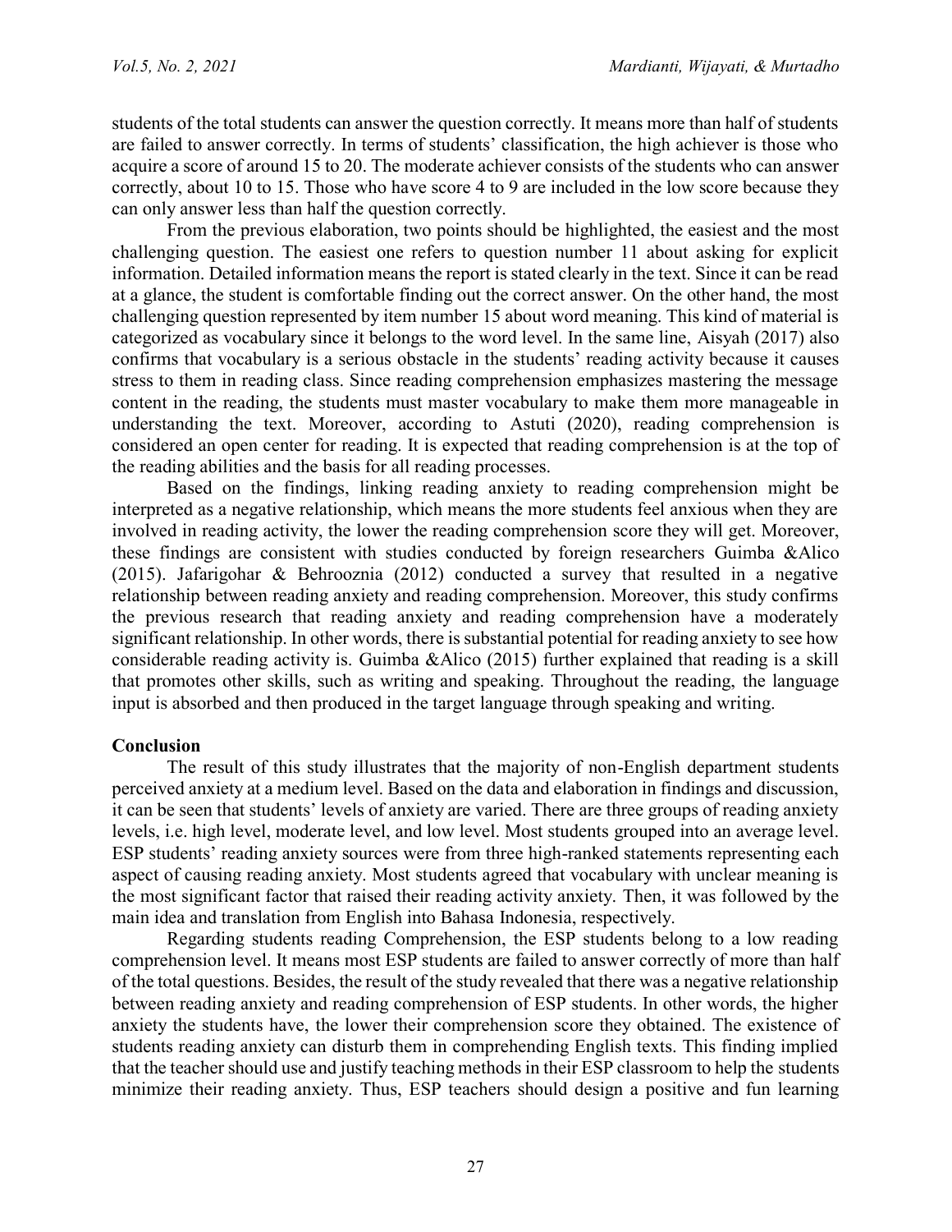students of the total students can answer the question correctly. It means more than half of students are failed to answer correctly. In terms of students' classification, the high achiever is those who acquire a score of around 15 to 20. The moderate achiever consists of the students who can answer correctly, about 10 to 15. Those who have score 4 to 9 are included in the low score because they can only answer less than half the question correctly.

From the previous elaboration, two points should be highlighted, the easiest and the most challenging question. The easiest one refers to question number 11 about asking for explicit information. Detailed information means the report is stated clearly in the text. Since it can be read at a glance, the student is comfortable finding out the correct answer. On the other hand, the most challenging question represented by item number 15 about word meaning. This kind of material is categorized as vocabulary since it belongs to the word level. In the same line, Aisyah (2017) also confirms that vocabulary is a serious obstacle in the students' reading activity because it causes stress to them in reading class. Since reading comprehension emphasizes mastering the message content in the reading, the students must master vocabulary to make them more manageable in understanding the text. Moreover, according to Astuti (2020), reading comprehension is considered an open center for reading. It is expected that reading comprehension is at the top of the reading abilities and the basis for all reading processes.

Based on the findings, linking reading anxiety to reading comprehension might be interpreted as a negative relationship, which means the more students feel anxious when they are involved in reading activity, the lower the reading comprehension score they will get. Moreover, these findings are consistent with studies conducted by foreign researchers Guimba &Alico (2015). Jafarigohar & Behrooznia (2012) conducted a survey that resulted in a negative relationship between reading anxiety and reading comprehension. Moreover, this study confirms the previous research that reading anxiety and reading comprehension have a moderately significant relationship. In other words, there is substantial potential for reading anxiety to see how considerable reading activity is. Guimba &Alico (2015) further explained that reading is a skill that promotes other skills, such as writing and speaking. Throughout the reading, the language input is absorbed and then produced in the target language through speaking and writing.

## Conclusion

The result of this study illustrates that the majority of non-English department students perceived anxiety at a medium level. Based on the data and elaboration in findings and discussion, it can be seen that students' levels of anxiety are varied. There are three groups of reading anxiety levels, i.e. high level, moderate level, and low level. Most students grouped into an average level. ESP students' reading anxiety sources were from three high-ranked statements representing each aspect of causing reading anxiety. Most students agreed that vocabulary with unclear meaning is the most significant factor that raised their reading activity anxiety. Then, it was followed by the main idea and translation from English into Bahasa Indonesia, respectively.

Regarding students reading Comprehension, the ESP students belong to a low reading comprehension level. It means most ESP students are failed to answer correctly of more than half of the total questions. Besides, the result of the study revealed that there was a negative relationship between reading anxiety and reading comprehension of ESP students. In other words, the higher anxiety the students have, the lower their comprehension score they obtained. The existence of students reading anxiety can disturb them in comprehending English texts. This finding implied that the teacher should use and justify teaching methods in their ESP classroom to help the students minimize their reading anxiety. Thus, ESP teachers should design a positive and fun learning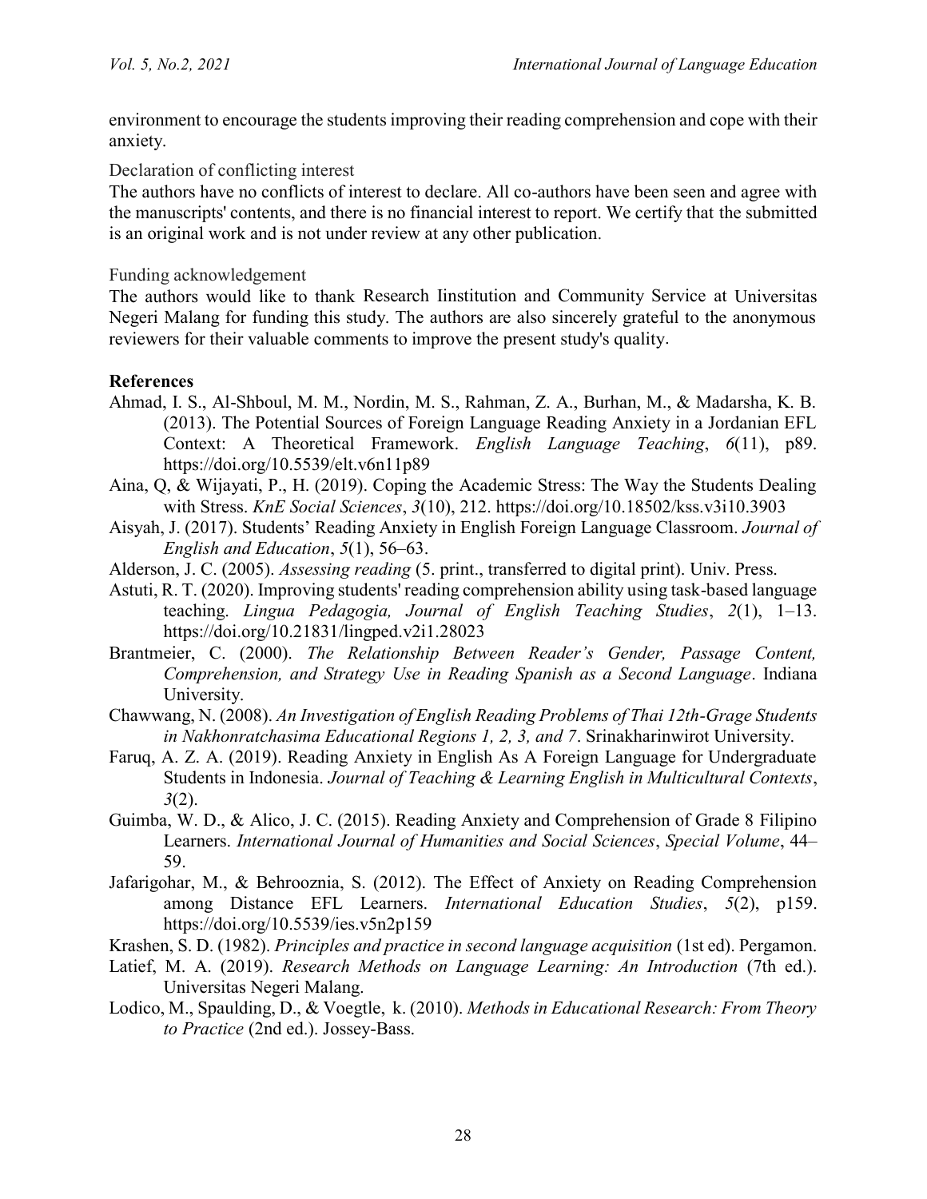environment to encourage the students improving their reading comprehension and cope with their anxiety.

## Declaration of conflicting interest

The authors have no conflicts of interest to declare. All co-authors have been seen and agree with the manuscripts' contents, and there is no financial interest to report. We certify that the submitted is an original work and is not under review at any other publication.

## Funding acknowledgement

The authors would like to thank Research Iinstitution and Community Service at Universitas Negeri Malang for funding this study. The authors are also sincerely grateful to the anonymous reviewers for their valuable comments to improve the present study's quality.

## References

Ahmad, I. S., Al-Shboul, M. M., Nordin, M. S., Rahman, Z. A., Burhan, M., & Madarsha, K. B. (2013). The Potential Sources of Foreign Language Reading Anxiety in a Jordanian EFL Context: A Theoretical Framework. *English Language Teaching*, *6*(11), p89. https://doi.org/10.5539/elt.v6n11p89

Aina, Q, & Wijayati, P., H. (2019). Coping the Academic Stress: The Way the Students Dealing with Stress. *KnE Social Sciences*, *3*(10), 212. https://doi.org/10.18502/kss.v3i10.3903

Aisyah, J. (2017). Students' Reading Anxiety in English Foreign Language Classroom. *Journal of English and Education*, *5*(1), 56–63.

Alderson, J. C. (2005). *Assessing reading* (5. print., transferred to digital print). Univ. Press.

Astuti, R. T. (2020). Improving students' reading comprehension ability using task-based language teaching. *Lingua Pedagogia, Journal of English Teaching Studies*, *2*(1), 1–13. https://doi.org/10.21831/lingped.v2i1.28023

Brantmeier, C. (2000). *The Relationship Between Reader's Gender, Passage Content, Comprehension, and Strategy Use in Reading Spanish as a Second Language*. Indiana University.

Chawwang, N. (2008). *An Investigation of English Reading Problems of Thai 12th-Grage Students in Nakhonratchasima Educational Regions 1, 2, 3, and 7*. Srinakharinwirot University.

Faruq, A. Z. A. (2019). Reading Anxiety in English As A Foreign Language for Undergraduate Students in Indonesia. *Journal of Teaching & Learning English in Multicultural Contexts*, *3*(2).

Guimba, W. D., & Alico, J. C. (2015). Reading Anxiety and Comprehension of Grade 8 Filipino Learners. *International Journal of Humanities and Social Sciences*, *Special Volume*, 44–59.

Jafarigohar, M., & Behrooznia, S. (2012). The Effect of Anxiety on Reading Comprehension among Distance EFL Learners. *International Education Studies*, *5*(2), p159. https://doi.org/10.5539/ies.v5n2p159

Krashen, S. D. (1982). *Principles and practice in second language acquisition* (1st ed). Pergamon.

Latief, M. A. (2019). *Research Methods on Language Learning: An Introduction* (7th ed.). Universitas Negeri Malang.

Lodico, M., Spaulding, D., & Voegtle, k. (2010). *Methods in Educational Research: From Theory to Practice* (2nd ed.). Jossey-Bass.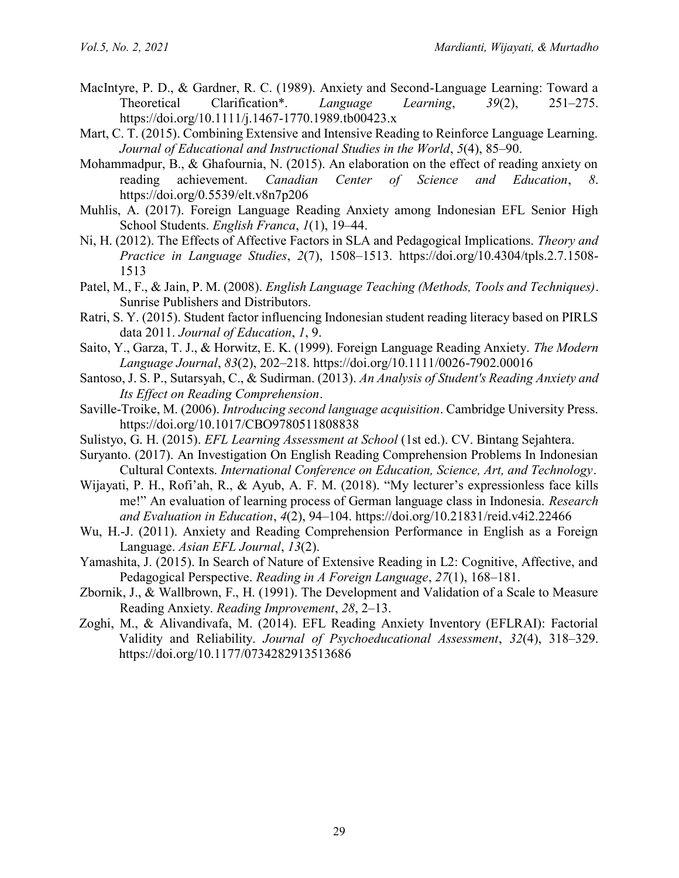MacIntyre, P. D., & Gardner, R. C. (1989). Anxiety and Second-Language Learning: Toward a Theoretical Clarification*. *Language Learning*, *39*(2), 251–275. https://doi.org/10.1111/j.1467-1770.1989.tb00423.x

Mart, C. T. (2015). Combining Extensive and Intensive Reading to Reinforce Language Learning. *Journal of Educational and Instructional Studies in the World*, *5*(4), 85–90.

Mohammadpur, B., & Ghafournia, N. (2015). An elaboration on the effect of reading anxiety on reading achievement. *Canadian Center of Science and Education*, *8*. https://doi.org/0.5539/elt.v8n7p206

Muhlis, A. (2017). Foreign Language Reading Anxiety among Indonesian EFL Senior High School Students. *English Franca*, *1*(1), 19–44.

Ni, H. (2012). The Effects of Affective Factors in SLA and Pedagogical Implications. *Theory and Practice in Language Studies*, *2*(7), 1508–1513. https://doi.org/10.4304/tpls.2.7.1508-1513

Patel, M., F., & Jain, P. M. (2008). *English Language Teaching (Methods, Tools and Techniques)*. Sunrise Publishers and Distributors.

Ratri, S. Y. (2015). Student factor influencing Indonesian student reading literacy based on PIRLS data 2011. *Journal of Education*, *1*, 9.

Saito, Y., Garza, T. J., & Horwitz, E. K. (1999). Foreign Language Reading Anxiety. *The Modern Language Journal*, *83*(2), 202–218. https://doi.org/10.1111/0026-7902.00016

Santoso, J. S. P., Sutarsyah, C., & Sudirman. (2013). *An Analysis of Student's Reading Anxiety and Its Effect on Reading Comprehension*.

Saville-Troike, M. (2006). *Introducing second language acquisition*. Cambridge University Press. https://doi.org/10.1017/CBO9780511808838

Sulistyo, G. H. (2015). *EFL Learning Assessment at School* (1st ed.). CV. Bintang Sejahtera.

Suryanto. (2017). An Investigation On English Reading Comprehension Problems In Indonesian Cultural Contexts. *International Conference on Education, Science, Art, and Technology*.

Wijayati, P. H., Rofi'ah, R., & Ayub, A. F. M. (2018). "My lecturer's expressionless face kills me!" An evaluation of learning process of German language class in Indonesia. *Research and Evaluation in Education*, *4*(2), 94–104. https://doi.org/10.21831/reid.v4i2.22466

Wu, H.-J. (2011). Anxiety and Reading Comprehension Performance in English as a Foreign Language. *Asian EFL Journal*, *13*(2).

Yamashita, J. (2015). In Search of Nature of Extensive Reading in L2: Cognitive, Affective, and Pedagogical Perspective. *Reading in A Foreign Language*, *27*(1), 168–181.

Zbornik, J., & Wallbrown, F., H. (1991). The Development and Validation of a Scale to Measure Reading Anxiety. *Reading Improvement*, *28*, 2–13.

Zoghi, M., & Alivandivafa, M. (2014). EFL Reading Anxiety Inventory (EFLRAI): Factorial Validity and Reliability. *Journal of Psychoeducational Assessment*, *32*(4), 318–329. https://doi.org/10.1177/0734282913513686